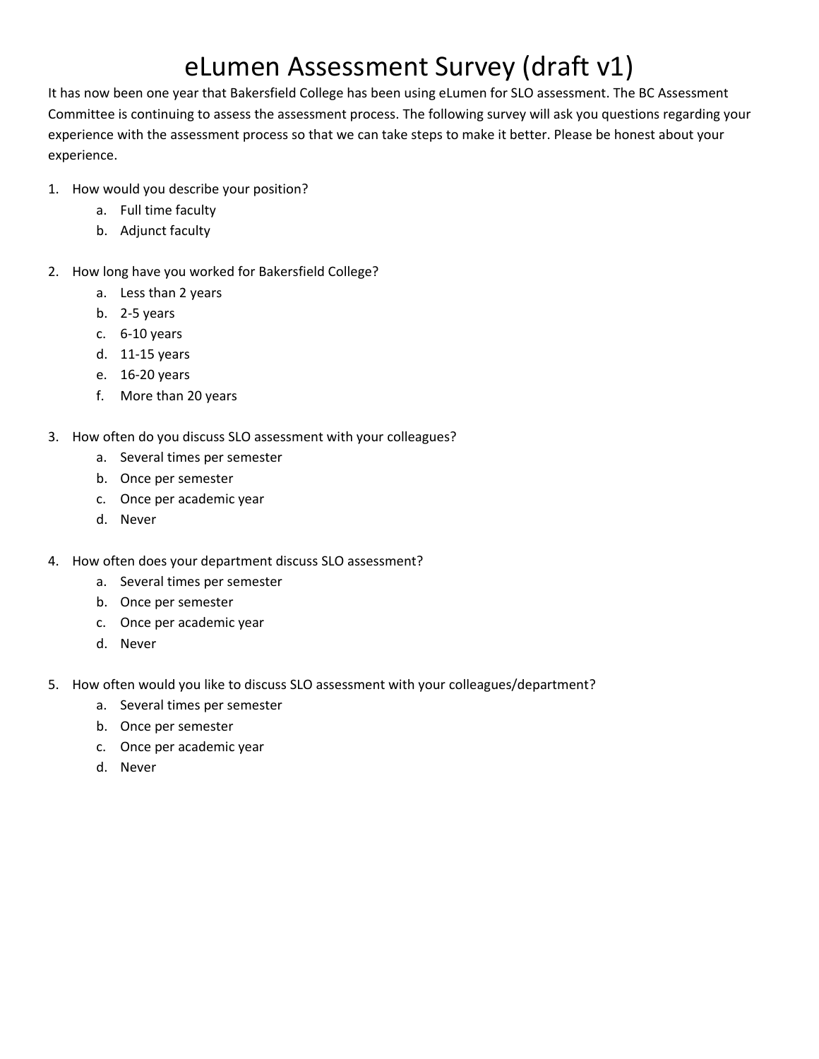# eLumen Assessment Survey (draft v1)

It has now been one year that Bakersfield College has been using eLumen for SLO assessment. The BC Assessment Committee is continuing to assess the assessment process. The following survey will ask you questions regarding your experience with the assessment process so that we can take steps to make it better. Please be honest about your experience.

1. How would you describe your position?
   a. Full time faculty
   b. Adjunct faculty

2. How long have you worked for Bakersfield College?
   a. Less than 2 years
   b. 2-5 years
   c. 6-10 years
   d. 11-15 years
   e. 16-20 years
   f. More than 20 years

3. How often do you discuss SLO assessment with your colleagues?
   a. Several times per semester
   b. Once per semester
   c. Once per academic year
   d. Never

4. How often does your department discuss SLO assessment?
   a. Several times per semester
   b. Once per semester
   c. Once per academic year
   d. Never

5. How often would you like to discuss SLO assessment with your colleagues/department?
   a. Several times per semester
   b. Once per semester
   c. Once per academic year
   d. Never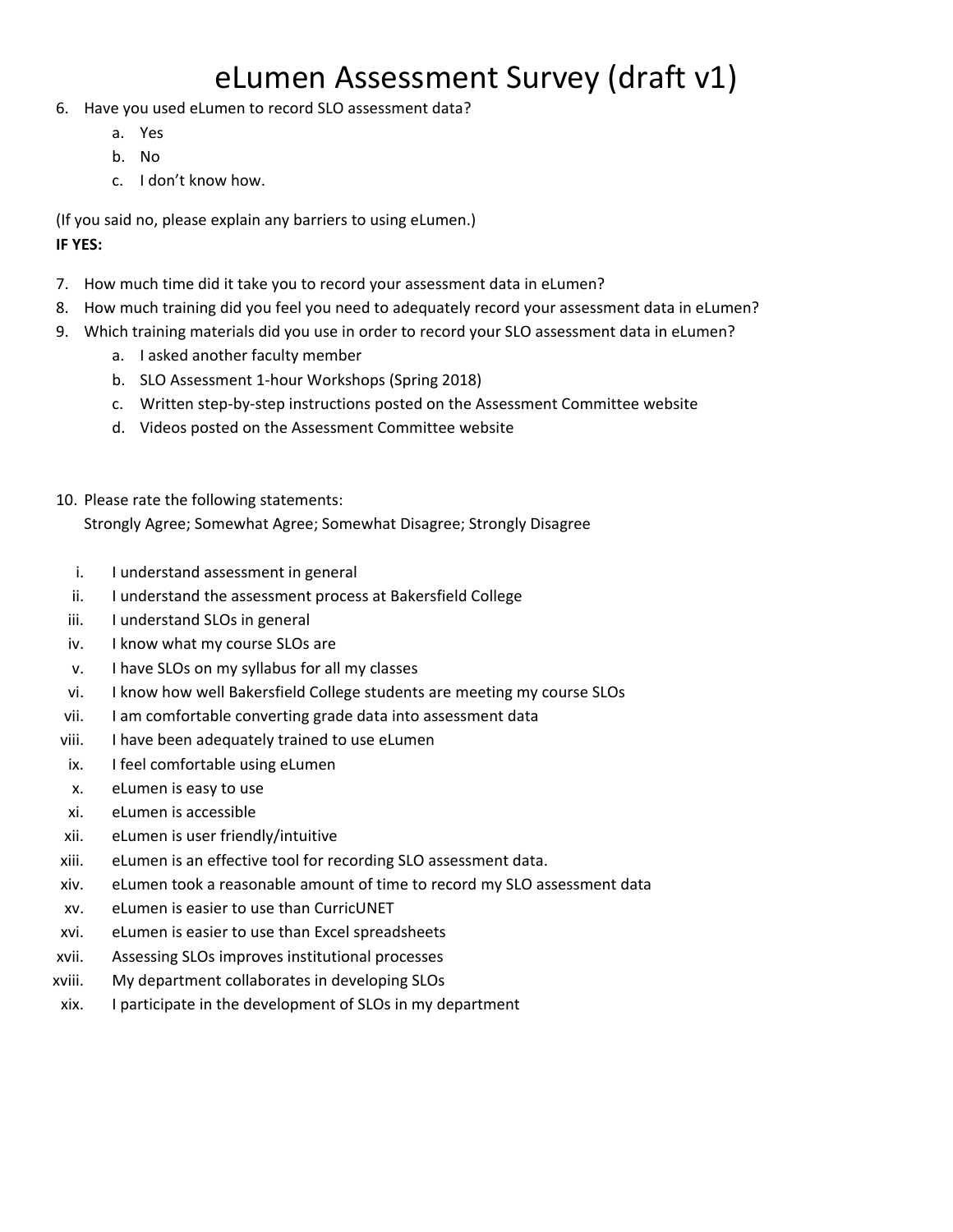# eLumen Assessment Survey (draft v1)

6. Have you used eLumen to record SLO assessment data?
   a. Yes
   b. No
   c. I don't know how.

(If you said no, please explain any barriers to using eLumen.)

**IF YES:**

7. How much time did it take you to record your assessment data in eLumen?
8. How much training did you feel you need to adequately record your assessment data in eLumen?
9. Which training materials did you use in order to record your SLO assessment data in eLumen?
   a. I asked another faculty member
   b. SLO Assessment 1-hour Workshops (Spring 2018)
   c. Written step-by-step instructions posted on the Assessment Committee website
   d. Videos posted on the Assessment Committee website

10. Please rate the following statements:
    Strongly Agree; Somewhat Agree; Somewhat Disagree; Strongly Disagree

    i. I understand assessment in general
    ii. I understand the assessment process at Bakersfield College
    iii. I understand SLOs in general
    iv. I know what my course SLOs are
    v. I have SLOs on my syllabus for all my classes
    vi. I know how well Bakersfield College students are meeting my course SLOs
    vii. I am comfortable converting grade data into assessment data
    viii. I have been adequately trained to use eLumen
    ix. I feel comfortable using eLumen
    x. eLumen is easy to use
    xi. eLumen is accessible
    xii. eLumen is user friendly/intuitive
    xiii. eLumen is an effective tool for recording SLO assessment data.
    xiv. eLumen took a reasonable amount of time to record my SLO assessment data
    xv. eLumen is easier to use than CurricUNET
    xvi. eLumen is easier to use than Excel spreadsheets
    xvii. Assessing SLOs improves institutional processes
    xviii. My department collaborates in developing SLOs
    xix. I participate in the development of SLOs in my department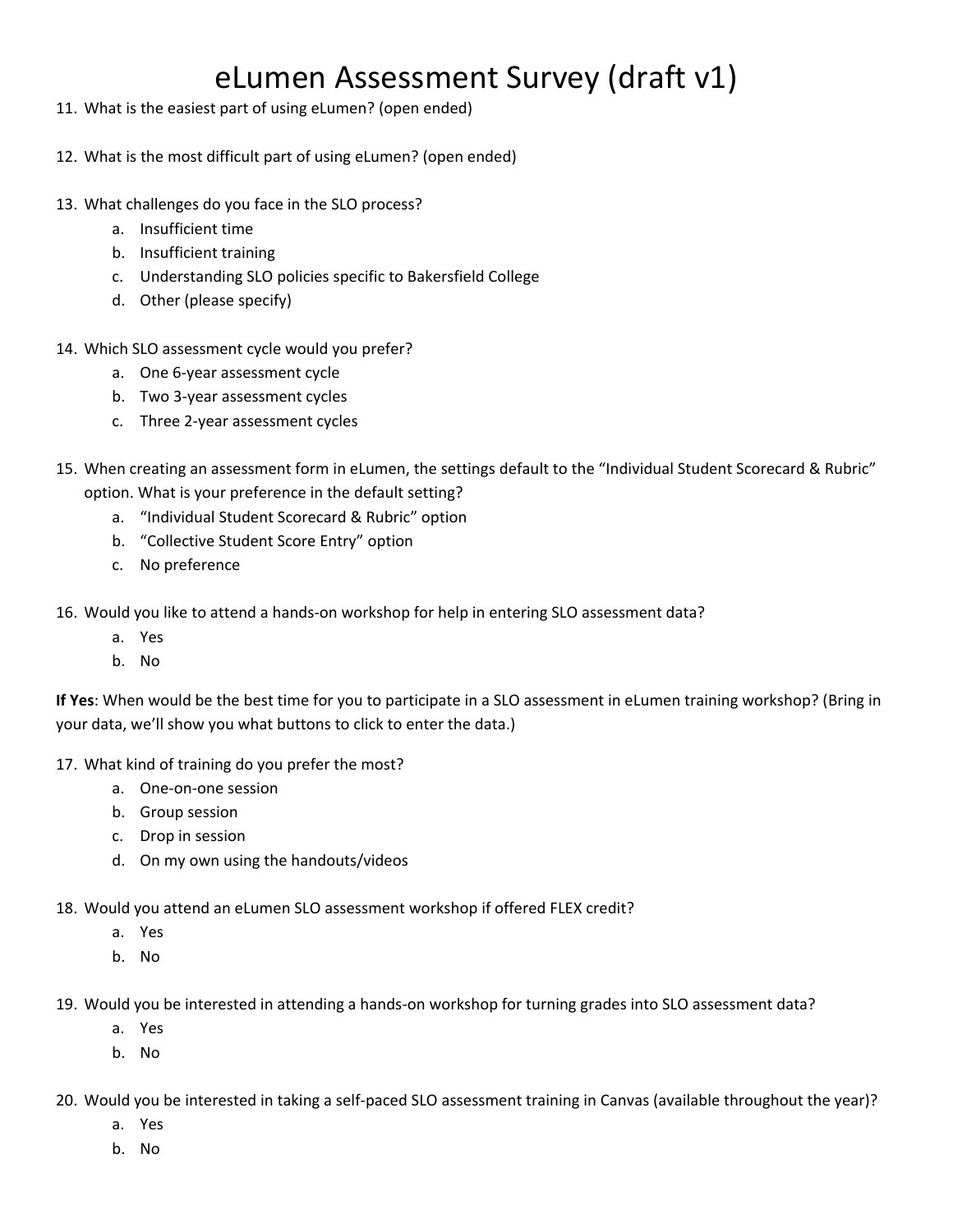# eLumen Assessment Survey (draft v1)

11. What is the easiest part of using eLumen? (open ended)

12. What is the most difficult part of using eLumen? (open ended)

13. What challenges do you face in the SLO process?
    a. Insufficient time
    b. Insufficient training
    c. Understanding SLO policies specific to Bakersfield College
    d. Other (please specify)

14. Which SLO assessment cycle would you prefer?
    a. One 6-year assessment cycle
    b. Two 3-year assessment cycles
    c. Three 2-year assessment cycles

15. When creating an assessment form in eLumen, the settings default to the "Individual Student Scorecard & Rubric" option. What is your preference in the default setting?
    a. "Individual Student Scorecard & Rubric" option
    b. "Collective Student Score Entry" option
    c. No preference

16. Would you like to attend a hands-on workshop for help in entering SLO assessment data?
    a. Yes
    b. No

**If Yes**: When would be the best time for you to participate in a SLO assessment in eLumen training workshop? (Bring in your data, we'll show you what buttons to click to enter the data.)

17. What kind of training do you prefer the most?
    a. One-on-one session
    b. Group session
    c. Drop in session
    d. On my own using the handouts/videos

18. Would you attend an eLumen SLO assessment workshop if offered FLEX credit?
    a. Yes
    b. No

19. Would you be interested in attending a hands-on workshop for turning grades into SLO assessment data?
    a. Yes
    b. No

20. Would you be interested in taking a self-paced SLO assessment training in Canvas (available throughout the year)?
    a. Yes
    b. No